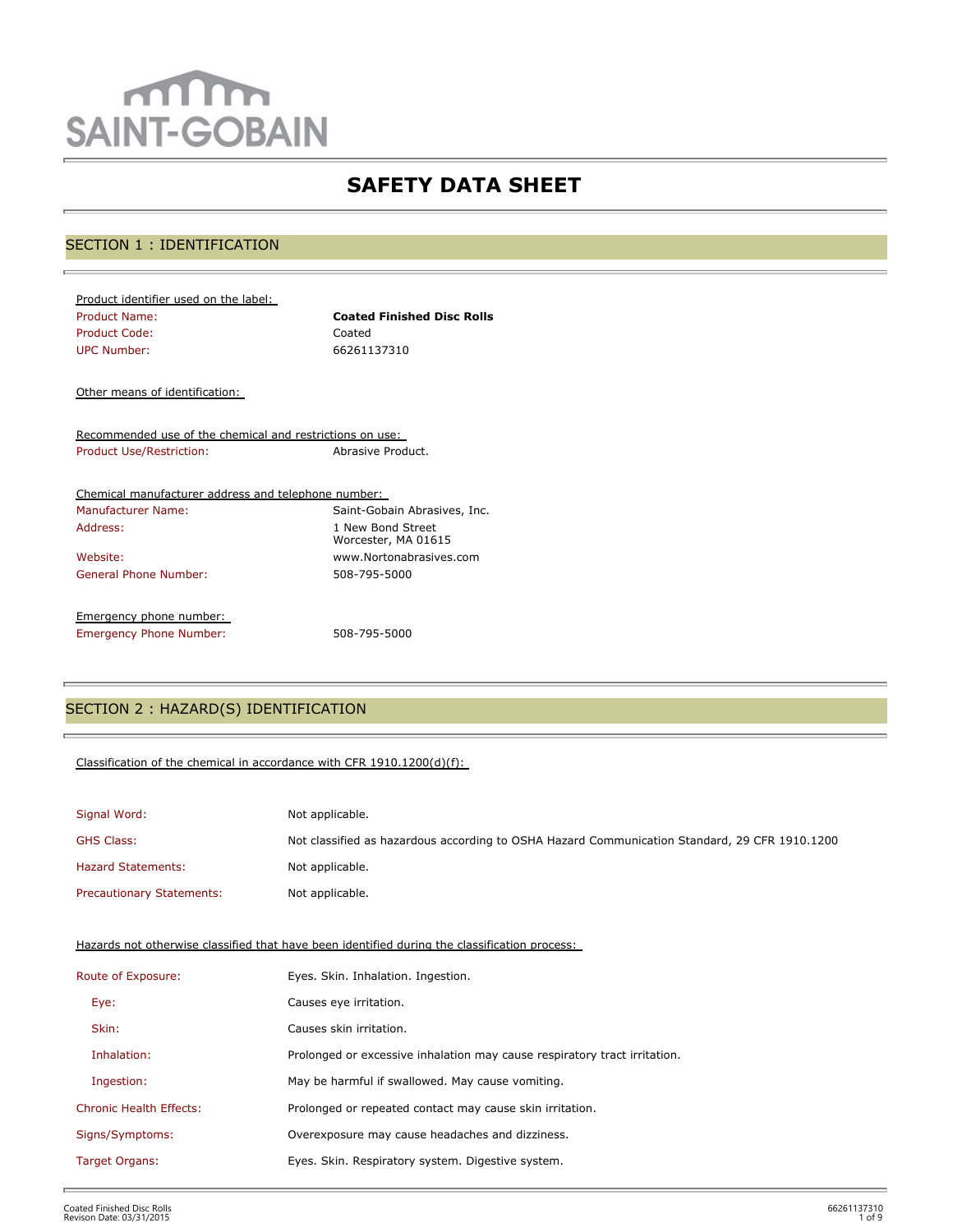SAINT-GOBAIN

# SAFETY DATA SHEET

## SECTION 1 : IDENTIFICATION

Product identifier used on the label:

| | |
|---|---|
| Product Name: | **Coated Finished Disc Rolls** |
| Product Code: | Coated |
| UPC Number: | 66261137310 |

Other means of identification:

Recommended use of the chemical and restrictions on use:

| | |
|---|---|
| Product Use/Restriction: | Abrasive Product. |

Chemical manufacturer address and telephone number:

| | |
|---|---|
| Manufacturer Name: | Saint-Gobain Abrasives, Inc. |
| Address: | 1 New Bond Street<br>Worcester, MA 01615 |
| Website: | www.Nortonabrasives.com |
| General Phone Number: | 508-795-5000 |

Emergency phone number:

| | |
|---|---|
| Emergency Phone Number: | 508-795-5000 |

## SECTION 2 : HAZARD(S) IDENTIFICATION

Classification of the chemical in accordance with CFR 1910.1200(d)(f):

| | |
|---|---|
| Signal Word: | Not applicable. |
| GHS Class: | Not classified as hazardous according to OSHA Hazard Communication Standard, 29 CFR 1910.1200 |
| Hazard Statements: | Not applicable. |
| Precautionary Statements: | Not applicable. |

Hazards not otherwise classified that have been identified during the classification process:

| | |
|---|---|
| Route of Exposure: | Eyes. Skin. Inhalation. Ingestion. |
| Eye: | Causes eye irritation. |
| Skin: | Causes skin irritation. |
| Inhalation: | Prolonged or excessive inhalation may cause respiratory tract irritation. |
| Ingestion: | May be harmful if swallowed. May cause vomiting. |
| Chronic Health Effects: | Prolonged or repeated contact may cause skin irritation. |
| Signs/Symptoms: | Overexposure may cause headaches and dizziness. |
| Target Organs: | Eyes. Skin. Respiratory system. Digestive system. |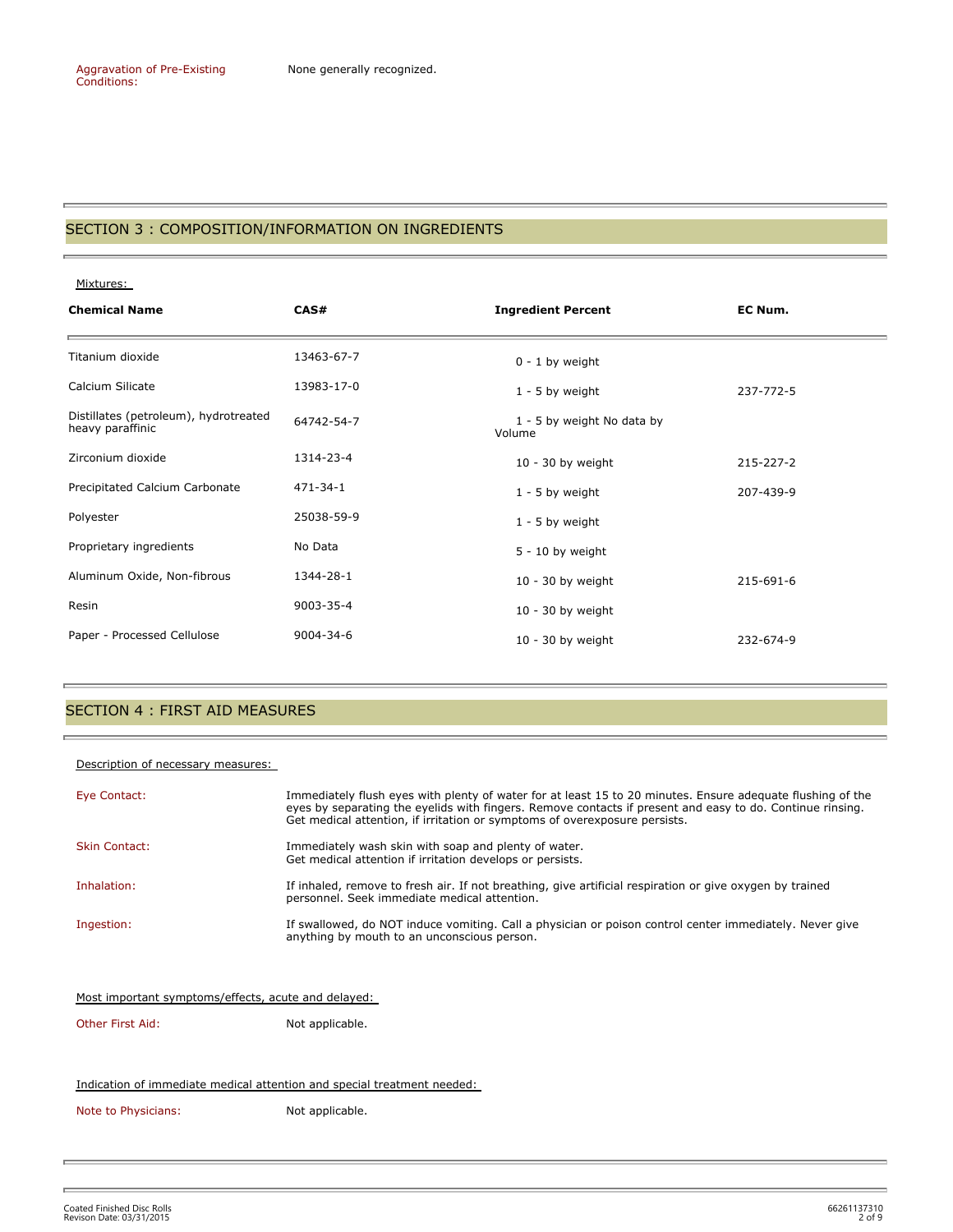Aggravation of Pre-Existing Conditions: None generally recognized.

## SECTION 3 : COMPOSITION/INFORMATION ON INGREDIENTS

Mixtures:

| Chemical Name | CAS# | Ingredient Percent | EC Num. |
|---|---|---|---|
| Titanium dioxide | 13463-67-7 | 0 - 1 by weight | |
| Calcium Silicate | 13983-17-0 | 1 - 5 by weight | 237-772-5 |
| Distillates (petroleum), hydrotreated heavy paraffinic | 64742-54-7 | 1 - 5 by weight No data by Volume | |
| Zirconium dioxide | 1314-23-4 | 10 - 30 by weight | 215-227-2 |
| Precipitated Calcium Carbonate | 471-34-1 | 1 - 5 by weight | 207-439-9 |
| Polyester | 25038-59-9 | 1 - 5 by weight | |
| Proprietary ingredients | No Data | 5 - 10 by weight | |
| Aluminum Oxide, Non-fibrous | 1344-28-1 | 10 - 30 by weight | 215-691-6 |
| Resin | 9003-35-4 | 10 - 30 by weight | |
| Paper - Processed Cellulose | 9004-34-6 | 10 - 30 by weight | 232-674-9 |

## SECTION 4 : FIRST AID MEASURES

Description of necessary measures:

Eye Contact: Immediately flush eyes with plenty of water for at least 15 to 20 minutes. Ensure adequate flushing of the eyes by separating the eyelids with fingers. Remove contacts if present and easy to do. Continue rinsing. Get medical attention, if irritation or symptoms of overexposure persists.

Skin Contact: Immediately wash skin with soap and plenty of water. Get medical attention if irritation develops or persists.

Inhalation: If inhaled, remove to fresh air. If not breathing, give artificial respiration or give oxygen by trained personnel. Seek immediate medical attention.

Ingestion: If swallowed, do NOT induce vomiting. Call a physician or poison control center immediately. Never give anything by mouth to an unconscious person.

Most important symptoms/effects, acute and delayed:

Other First Aid: Not applicable.

Indication of immediate medical attention and special treatment needed:

Note to Physicians: Not applicable.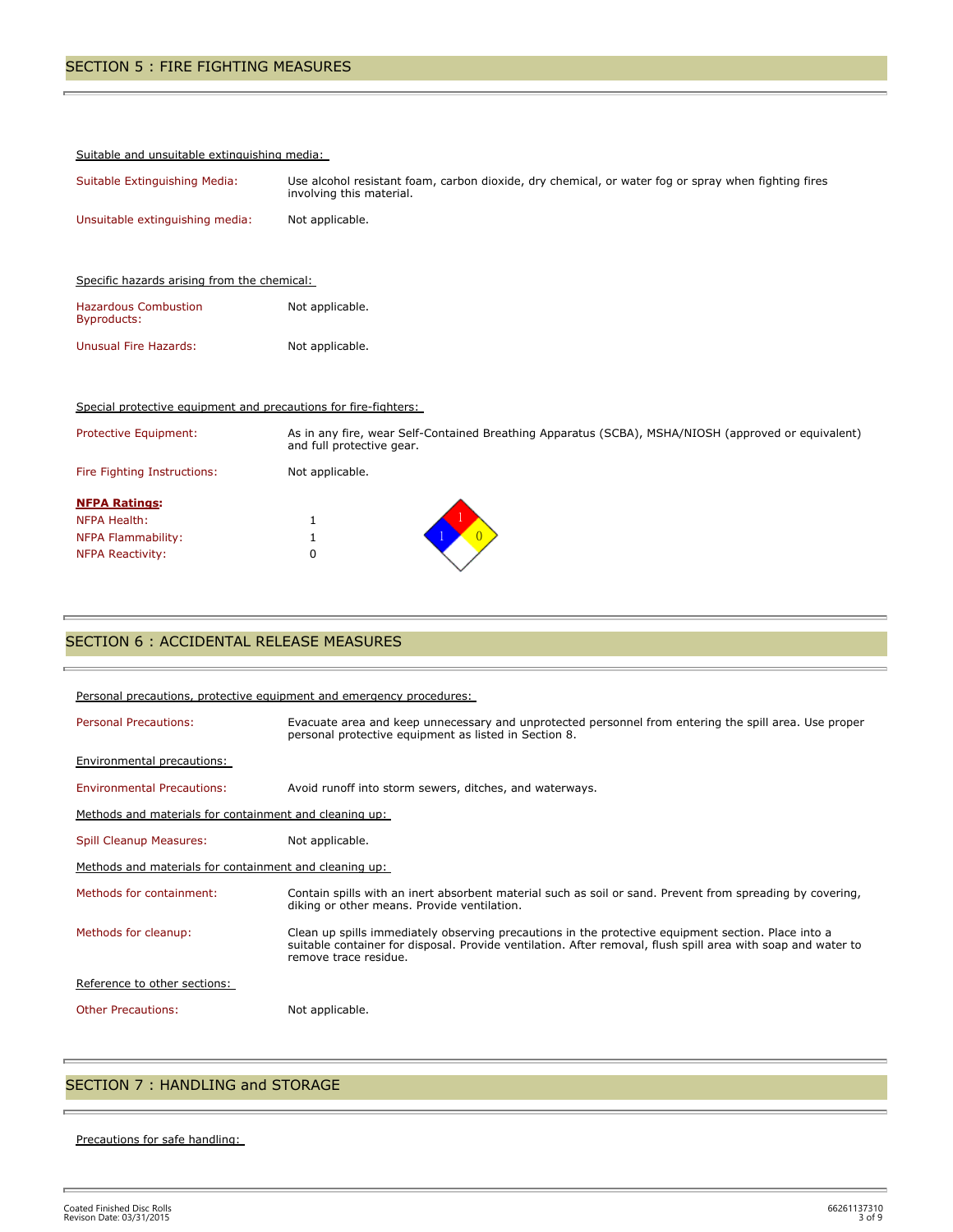## SECTION 5 : FIRE FIGHTING MEASURES

Suitable and unsuitable extinguishing media:

| | |
|---|---|
| Suitable Extinguishing Media: | Use alcohol resistant foam, carbon dioxide, dry chemical, or water fog or spray when fighting fires involving this material. |
| Unsuitable extinguishing media: | Not applicable. |

Specific hazards arising from the chemical:

| | |
|---|---|
| Hazardous Combustion Byproducts: | Not applicable. |
| Unusual Fire Hazards: | Not applicable. |

Special protective equipment and precautions for fire-fighters:

| | |
|---|---|
| Protective Equipment: | As in any fire, wear Self-Contained Breathing Apparatus (SCBA), MSHA/NIOSH (approved or equivalent) and full protective gear. |
| Fire Fighting Instructions: | Not applicable. |

**NFPA Ratings:**

| | |
|---|---|
| NFPA Health: | 1 |
| NFPA Flammability: | 1 |
| NFPA Reactivity: | 0 |

## SECTION 6 : ACCIDENTAL RELEASE MEASURES

Personal precautions, protective equipment and emergency procedures:

| | |
|---|---|
| Personal Precautions: | Evacuate area and keep unnecessary and unprotected personnel from entering the spill area. Use proper personal protective equipment as listed in Section 8. |

Environmental precautions:

| | |
|---|---|
| Environmental Precautions: | Avoid runoff into storm sewers, ditches, and waterways. |

Methods and materials for containment and cleaning up:

| | |
|---|---|
| Spill Cleanup Measures: | Not applicable. |

Methods and materials for containment and cleaning up:

| | |
|---|---|
| Methods for containment: | Contain spills with an inert absorbent material such as soil or sand. Prevent from spreading by covering, diking or other means. Provide ventilation. |
| Methods for cleanup: | Clean up spills immediately observing precautions in the protective equipment section. Place into a suitable container for disposal. Provide ventilation. After removal, flush spill area with soap and water to remove trace residue. |

Reference to other sections:

| | |
|---|---|
| Other Precautions: | Not applicable. |

## SECTION 7 : HANDLING and STORAGE

Precautions for safe handling: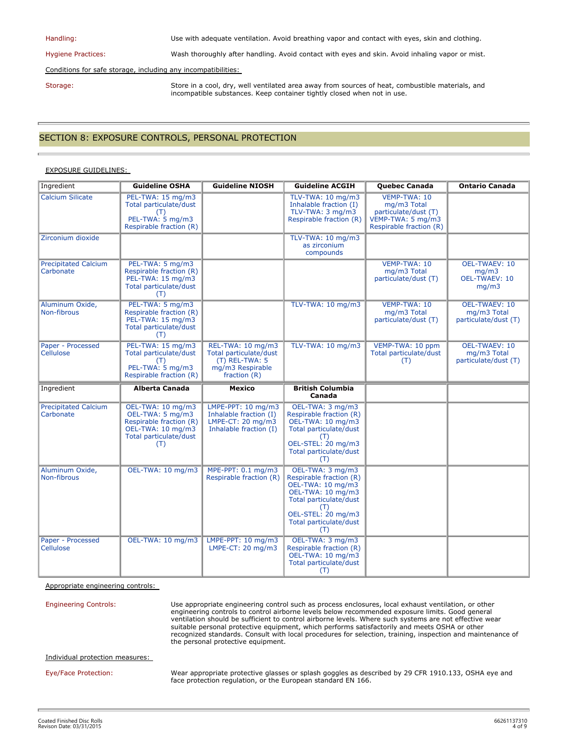Handling: Use with adequate ventilation. Avoid breathing vapor and contact with eyes, skin and clothing.

Hygiene Practices: Wash thoroughly after handling. Avoid contact with eyes and skin. Avoid inhaling vapor or mist.

Conditions for safe storage, including any incompatibilities:

Storage: Store in a cool, dry, well ventilated area away from sources of heat, combustible materials, and incompatible substances. Keep container tightly closed when not in use.

## SECTION 8: EXPOSURE CONTROLS, PERSONAL PROTECTION

EXPOSURE GUIDELINES:

| Ingredient | Guideline OSHA | Guideline NIOSH | Guideline ACGIH | Quebec Canada | Ontario Canada |
|---|---|---|---|---|---|
| Calcium Silicate | PEL-TWA: 15 mg/m3 Total particulate/dust (T) PEL-TWA: 5 mg/m3 Respirable fraction (R) | | TLV-TWA: 10 mg/m3 Inhalable fraction (I) TLV-TWA: 3 mg/m3 Respirable fraction (R) | VEMP-TWA: 10 mg/m3 Total particulate/dust (T) VEMP-TWA: 5 mg/m3 Respirable fraction (R) | |
| Zirconium dioxide | | | TLV-TWA: 10 mg/m3 as zirconium compounds | | |
| Precipitated Calcium Carbonate | PEL-TWA: 5 mg/m3 Respirable fraction (R) PEL-TWA: 15 mg/m3 Total particulate/dust (T) | | | VEMP-TWA: 10 mg/m3 Total particulate/dust (T) | OEL-TWAEV: 10 mg/m3 OEL-TWAEV: 10 mg/m3 |
| Aluminum Oxide, Non-fibrous | PEL-TWA: 5 mg/m3 Respirable fraction (R) PEL-TWA: 15 mg/m3 Total particulate/dust (T) | | TLV-TWA: 10 mg/m3 | VEMP-TWA: 10 mg/m3 Total particulate/dust (T) | OEL-TWAEV: 10 mg/m3 Total particulate/dust (T) |
| Paper - Processed Cellulose | PEL-TWA: 15 mg/m3 Total particulate/dust (T) PEL-TWA: 5 mg/m3 Respirable fraction (R) | REL-TWA: 10 mg/m3 Total particulate/dust (T) REL-TWA: 5 mg/m3 Respirable fraction (R) | TLV-TWA: 10 mg/m3 | VEMP-TWA: 10 ppm Total particulate/dust (T) | OEL-TWAEV: 10 mg/m3 Total particulate/dust (T) |
| **Ingredient** | **Alberta Canada** | **Mexico** | **British Columbia Canada** | | |
| Precipitated Calcium Carbonate | OEL-TWA: 10 mg/m3 OEL-TWA: 5 mg/m3 Respirable fraction (R) OEL-TWA: 10 mg/m3 Total particulate/dust (T) | LMPE-PPT: 10 mg/m3 Inhalable fraction (I) LMPE-CT: 20 mg/m3 Inhalable fraction (I) | OEL-TWA: 3 mg/m3 Respirable fraction (R) OEL-TWA: 10 mg/m3 Total particulate/dust (T) OEL-STEL: 20 mg/m3 Total particulate/dust (T) | | |
| Aluminum Oxide, Non-fibrous | OEL-TWA: 10 mg/m3 | MPE-PPT: 0.1 mg/m3 Respirable fraction (R) | OEL-TWA: 3 mg/m3 Respirable fraction (R) OEL-TWA: 10 mg/m3 OEL-TWA: 10 mg/m3 Total particulate/dust (T) OEL-STEL: 20 mg/m3 Total particulate/dust (T) | | |
| Paper - Processed Cellulose | OEL-TWA: 10 mg/m3 | LMPE-PPT: 10 mg/m3 LMPE-CT: 20 mg/m3 | OEL-TWA: 3 mg/m3 Respirable fraction (R) OEL-TWA: 10 mg/m3 Total particulate/dust (T) | | |

Appropriate engineering controls:

Engineering Controls: Use appropriate engineering control such as process enclosures, local exhaust ventilation, or other engineering controls to control airborne levels below recommended exposure limits. Good general ventilation should be sufficient to control airborne levels. Where such systems are not effective wear suitable personal protective equipment, which performs satisfactorily and meets OSHA or other recognized standards. Consult with local procedures for selection, training, inspection and maintenance of the personal protective equipment.

Individual protection measures:

Eye/Face Protection: Wear appropriate protective glasses or splash goggles as described by 29 CFR 1910.133, OSHA eye and face protection regulation, or the European standard EN 166.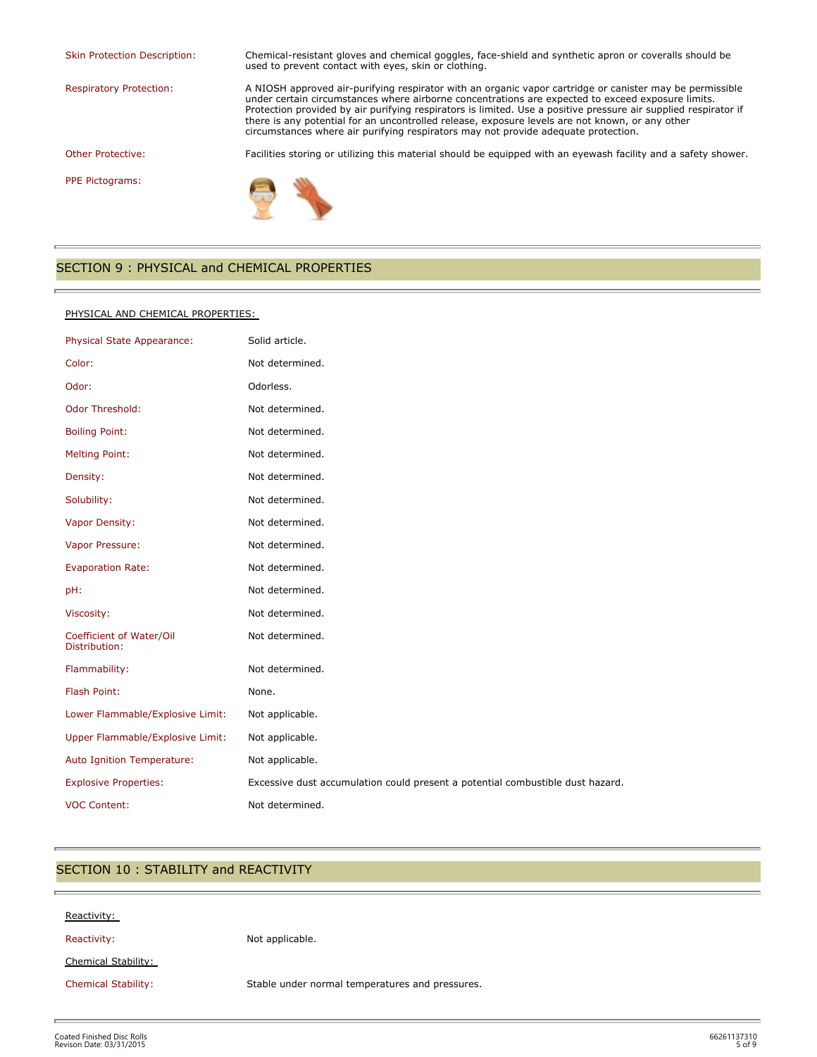| | |
|---|---|
| Skin Protection Description: | Chemical-resistant gloves and chemical goggles, face-shield and synthetic apron or coveralls should be used to prevent contact with eyes, skin or clothing. |
| Respiratory Protection: | A NIOSH approved air-purifying respirator with an organic vapor cartridge or canister may be permissible under certain circumstances where airborne concentrations are expected to exceed exposure limits. Protection provided by air purifying respirators is limited. Use a positive pressure air supplied respirator if there is any potential for an uncontrolled release, exposure levels are not known, or any other circumstances where air purifying respirators may not provide adequate protection. |
| Other Protective: | Facilities storing or utilizing this material should be equipped with an eyewash facility and a safety shower. |
| PPE Pictograms: | |

## SECTION 9 : PHYSICAL and CHEMICAL PROPERTIES

PHYSICAL AND CHEMICAL PROPERTIES:

| | |
|---|---|
| Physical State Appearance: | Solid article. |
| Color: | Not determined. |
| Odor: | Odorless. |
| Odor Threshold: | Not determined. |
| Boiling Point: | Not determined. |
| Melting Point: | Not determined. |
| Density: | Not determined. |
| Solubility: | Not determined. |
| Vapor Density: | Not determined. |
| Vapor Pressure: | Not determined. |
| Evaporation Rate: | Not determined. |
| pH: | Not determined. |
| Viscosity: | Not determined. |
| Coefficient of Water/Oil Distribution: | Not determined. |
| Flammability: | Not determined. |
| Flash Point: | None. |
| Lower Flammable/Explosive Limit: | Not applicable. |
| Upper Flammable/Explosive Limit: | Not applicable. |
| Auto Ignition Temperature: | Not applicable. |
| Explosive Properties: | Excessive dust accumulation could present a potential combustible dust hazard. |
| VOC Content: | Not determined. |

## SECTION 10 : STABILITY and REACTIVITY

Reactivity:

| | |
|---|---|
| Reactivity: | Not applicable. |

Chemical Stability:

| | |
|---|---|
| Chemical Stability: | Stable under normal temperatures and pressures. |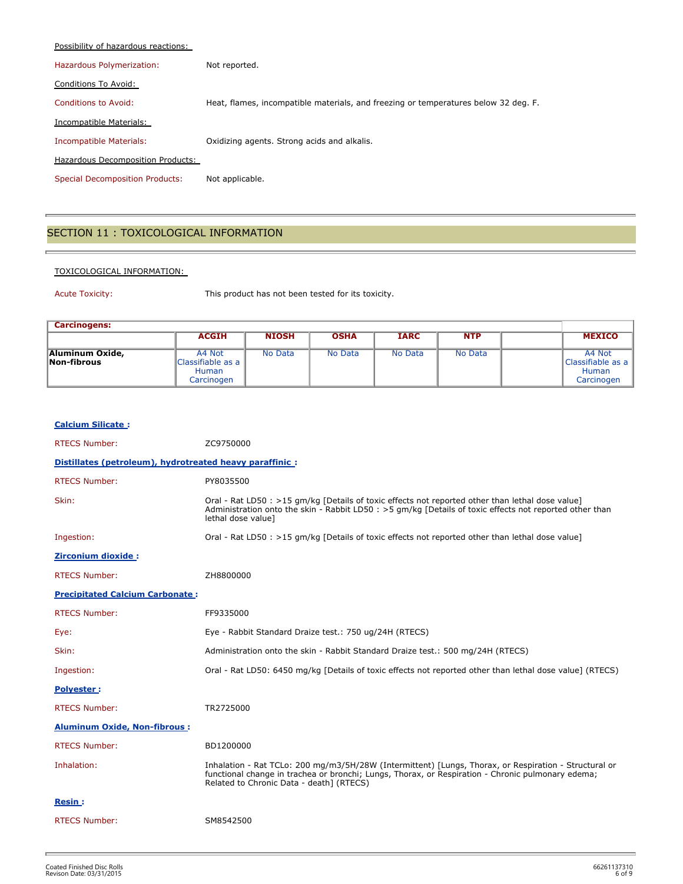Possibility of hazardous reactions:

Hazardous Polymerization: Not reported.

Conditions To Avoid:

Conditions to Avoid: Heat, flames, incompatible materials, and freezing or temperatures below 32 deg. F.

Incompatible Materials:

Incompatible Materials: Oxidizing agents. Strong acids and alkalis.

Hazardous Decomposition Products:

Special Decomposition Products: Not applicable.

## SECTION 11 : TOXICOLOGICAL INFORMATION

TOXICOLOGICAL INFORMATION:

Acute Toxicity: This product has not been tested for its toxicity.

| Carcinogens: | | | | | | | |
|---|---|---|---|---|---|---|---|
| | ACGIH | NIOSH | OSHA | IARC | NTP | | MEXICO |
| **Aluminum Oxide, Non-fibrous** | A4 Not Classifiable as a Human Carcinogen | No Data | No Data | No Data | No Data | | A4 Not Classifiable as a Human Carcinogen |

**Calcium Silicate :**

RTECS Number: ZC9750000

**Distillates (petroleum), hydrotreated heavy paraffinic :**

RTECS Number: PY8035500

Skin: Oral - Rat LD50 : >15 gm/kg [Details of toxic effects not reported other than lethal dose value]
Administration onto the skin - Rabbit LD50 : >5 gm/kg [Details of toxic effects not reported other than lethal dose value]

Ingestion: Oral - Rat LD50 : >15 gm/kg [Details of toxic effects not reported other than lethal dose value]

**Zirconium dioxide :**

RTECS Number: ZH8800000

**Precipitated Calcium Carbonate :**

RTECS Number: FF9335000

Eye: Eye - Rabbit Standard Draize test.: 750 ug/24H (RTECS)

Skin: Administration onto the skin - Rabbit Standard Draize test.: 500 mg/24H (RTECS)

Ingestion: Oral - Rat LD50: 6450 mg/kg [Details of toxic effects not reported other than lethal dose value] (RTECS)

**Polyester :**

RTECS Number: TR2725000

**Aluminum Oxide, Non-fibrous :**

RTECS Number: BD1200000

Inhalation: Inhalation - Rat TCLo: 200 mg/m3/5H/28W (Intermittent) [Lungs, Thorax, or Respiration - Structural or functional change in trachea or bronchi; Lungs, Thorax, or Respiration - Chronic pulmonary edema; Related to Chronic Data - death] (RTECS)

**Resin :**

RTECS Number: SM8542500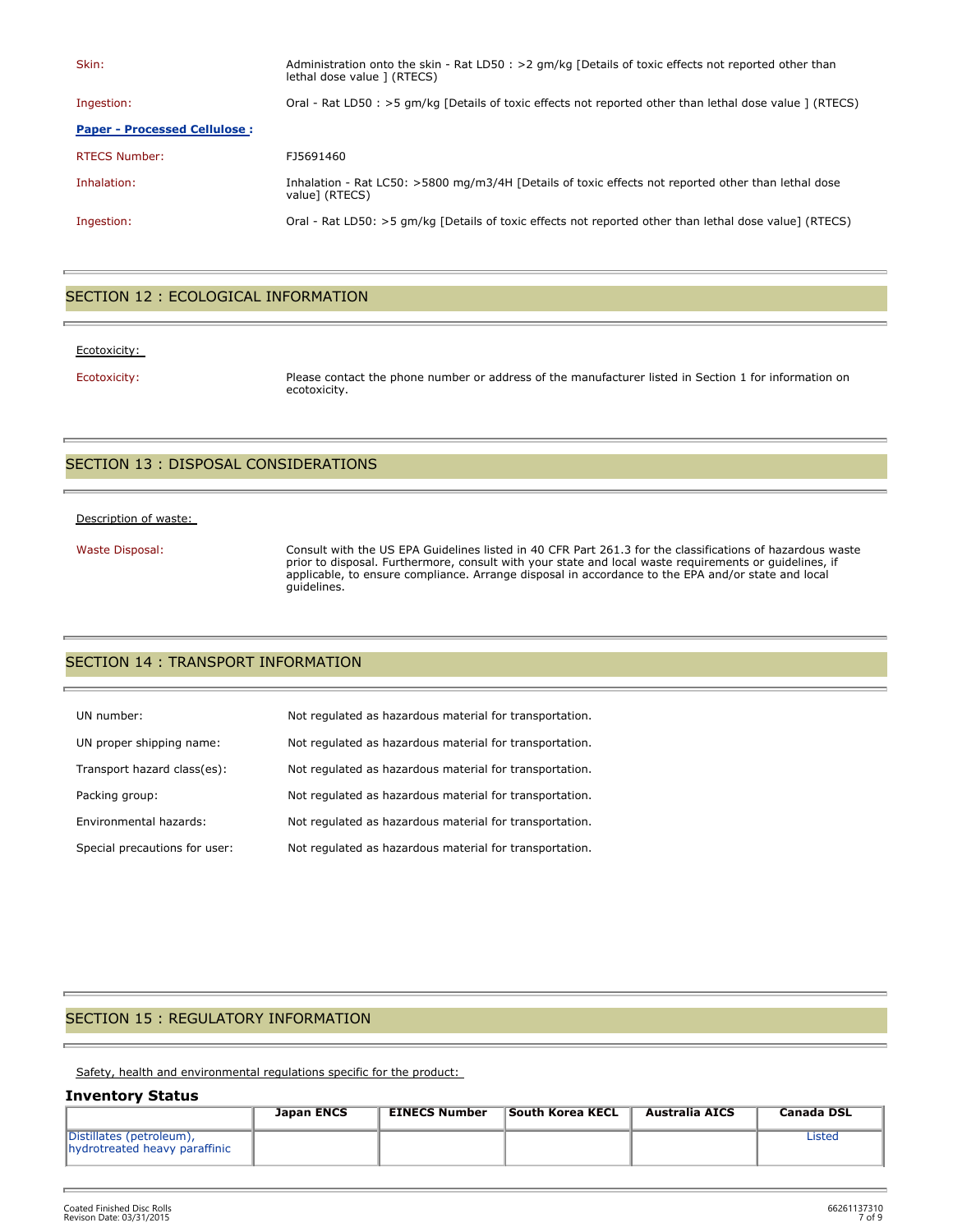Skin: Administration onto the skin - Rat LD50 : >2 gm/kg [Details of toxic effects not reported other than lethal dose value ] (RTECS)

Ingestion: Oral - Rat LD50 : >5 gm/kg [Details of toxic effects not reported other than lethal dose value ] (RTECS)

**Paper - Processed Cellulose :**

RTECS Number: FJ5691460

Inhalation: Inhalation - Rat LC50: >5800 mg/m3/4H [Details of toxic effects not reported other than lethal dose value] (RTECS)

Ingestion: Oral - Rat LD50: >5 gm/kg [Details of toxic effects not reported other than lethal dose value] (RTECS)

## SECTION 12 : ECOLOGICAL INFORMATION

Ecotoxicity:

Ecotoxicity: Please contact the phone number or address of the manufacturer listed in Section 1 for information on ecotoxicity.

## SECTION 13 : DISPOSAL CONSIDERATIONS

Description of waste:

Waste Disposal: Consult with the US EPA Guidelines listed in 40 CFR Part 261.3 for the classifications of hazardous waste prior to disposal. Furthermore, consult with your state and local waste requirements or guidelines, if applicable, to ensure compliance. Arrange disposal in accordance to the EPA and/or state and local guidelines.

## SECTION 14 : TRANSPORT INFORMATION

UN number: Not regulated as hazardous material for transportation.

UN proper shipping name: Not regulated as hazardous material for transportation.

Transport hazard class(es): Not regulated as hazardous material for transportation.

Packing group: Not regulated as hazardous material for transportation.

Environmental hazards: Not regulated as hazardous material for transportation.

Special precautions for user: Not regulated as hazardous material for transportation.

## SECTION 15 : REGULATORY INFORMATION

Safety, health and environmental regulations specific for the product:

### Inventory Status

| | Japan ENCS | EINECS Number | South Korea KECL | Australia AICS | Canada DSL |
|---|---|---|---|---|---|
| Distillates (petroleum), hydrotreated heavy paraffinic | | | | | Listed |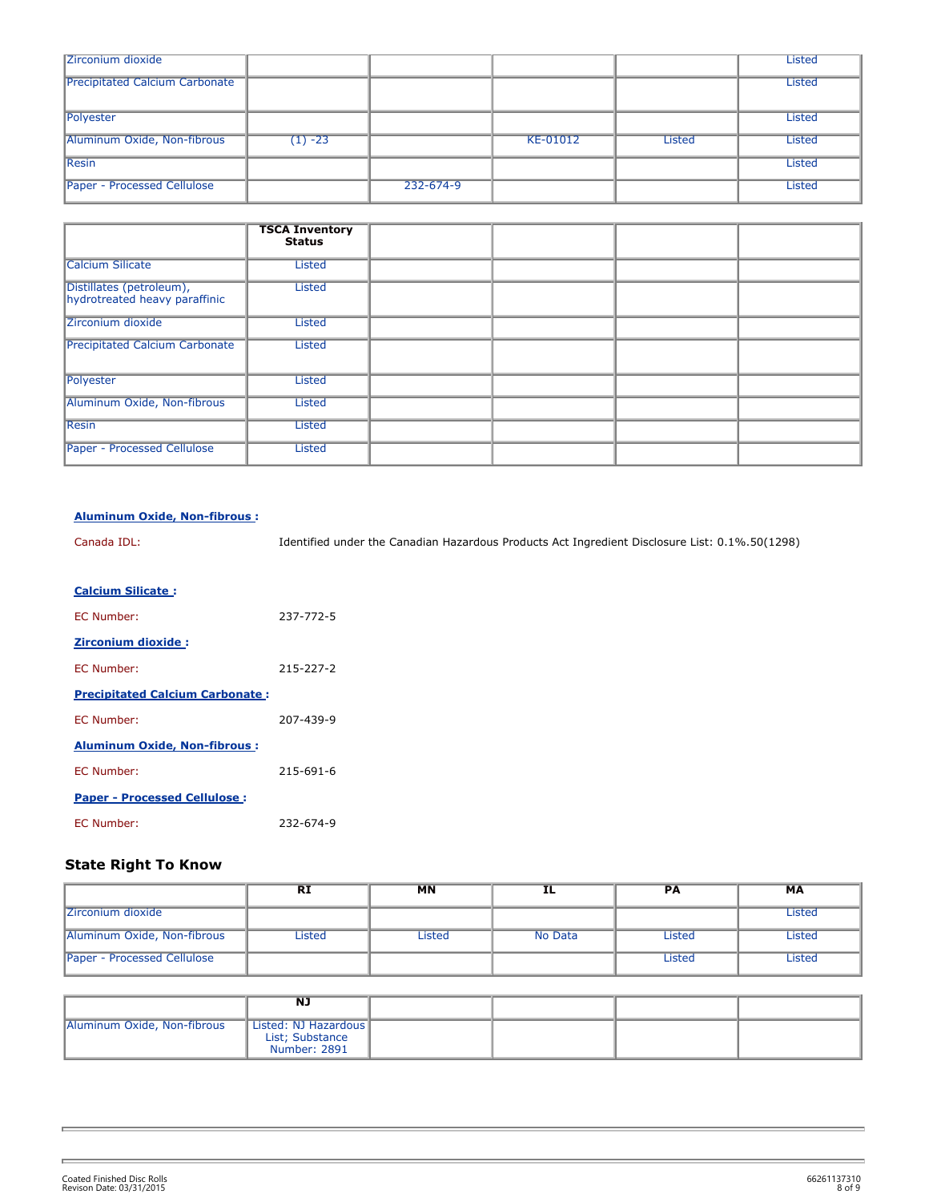| | | | | | |
|---|---|---|---|---|---|
| Zirconium dioxide | | | | | Listed |
| Precipitated Calcium Carbonate | | | | | Listed |
| Polyester | | | | | Listed |
| Aluminum Oxide, Non-fibrous | (1) -23 | | KE-01012 | Listed | Listed |
| Resin | | | | | Listed |
| Paper - Processed Cellulose | | 232-674-9 | | | Listed |

| | TSCA Inventory Status | | | | |
|---|---|---|---|---|---|
| Calcium Silicate | Listed | | | | |
| Distillates (petroleum), hydrotreated heavy paraffinic | Listed | | | | |
| Zirconium dioxide | Listed | | | | |
| Precipitated Calcium Carbonate | Listed | | | | |
| Polyester | Listed | | | | |
| Aluminum Oxide, Non-fibrous | Listed | | | | |
| Resin | Listed | | | | |
| Paper - Processed Cellulose | Listed | | | | |

**Aluminum Oxide, Non-fibrous :**

Canada IDL: Identified under the Canadian Hazardous Products Act Ingredient Disclosure List: 0.1%.50(1298)

**Calcium Silicate :**

EC Number: 237-772-5

**Zirconium dioxide :**

EC Number: 215-227-2

**Precipitated Calcium Carbonate :**

EC Number: 207-439-9

**Aluminum Oxide, Non-fibrous :**

EC Number: 215-691-6

**Paper - Processed Cellulose :**

EC Number: 232-674-9

## State Right To Know

| | RI | MN | IL | PA | MA |
|---|---|---|---|---|---|
| Zirconium dioxide | | | | | Listed |
| Aluminum Oxide, Non-fibrous | Listed | Listed | No Data | Listed | Listed |
| Paper - Processed Cellulose | | | | Listed | Listed |

| | NJ | | | | |
|---|---|---|---|---|---|
| Aluminum Oxide, Non-fibrous | Listed: NJ Hazardous List; Substance Number: 2891 | | | | |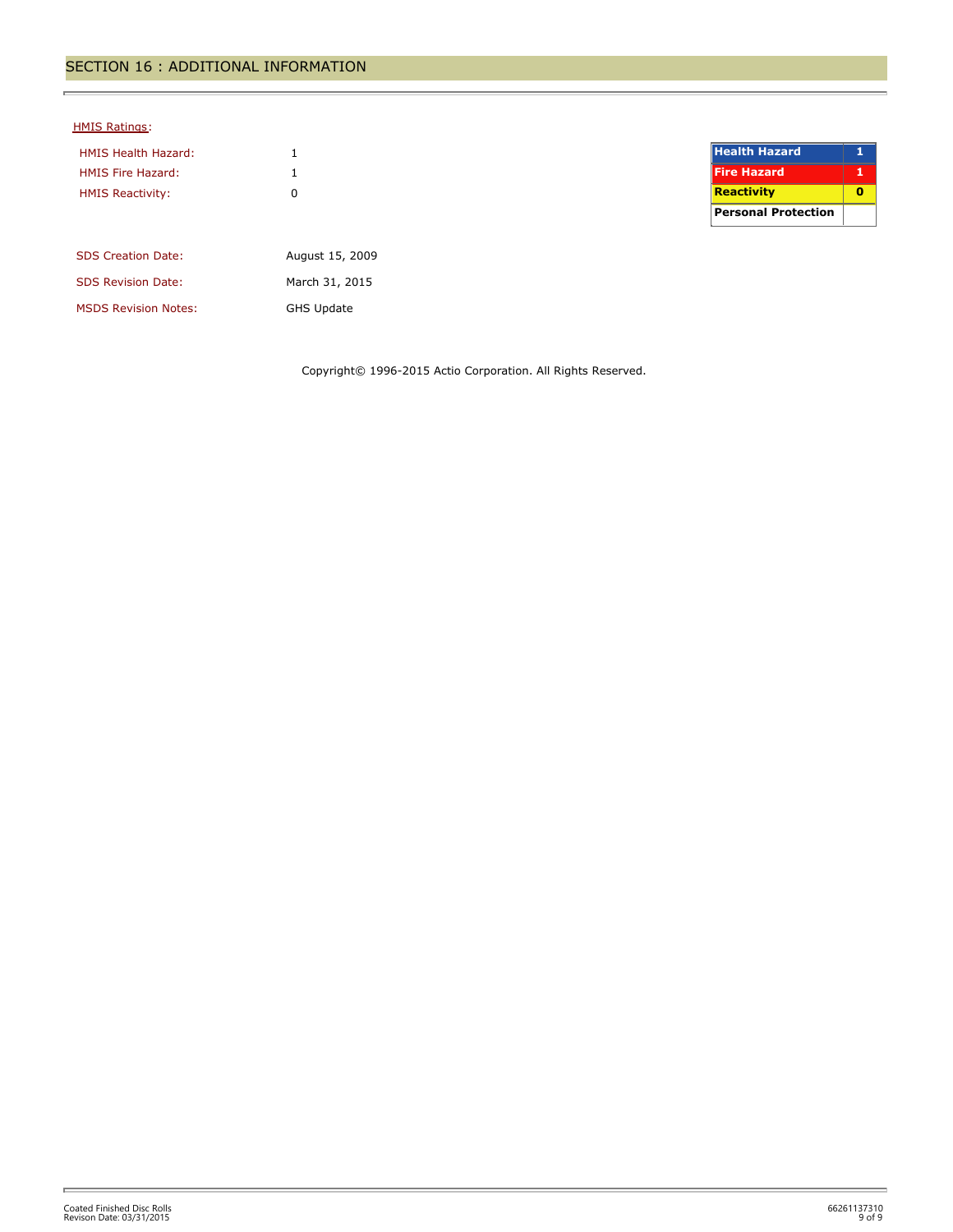## SECTION 16 : ADDITIONAL INFORMATION

HMIS Ratings:

| | |
|---|---|
| HMIS Health Hazard: | 1 |
| HMIS Fire Hazard: | 1 |
| HMIS Reactivity: | 0 |

| | |
|---|---|
| Health Hazard | 1 |
| Fire Hazard | 1 |
| Reactivity | 0 |
| Personal Protection | |

| | |
|---|---|
| SDS Creation Date: | August 15, 2009 |
| SDS Revision Date: | March 31, 2015 |
| MSDS Revision Notes: | GHS Update |

Copyright© 1996-2015 Actio Corporation. All Rights Reserved.